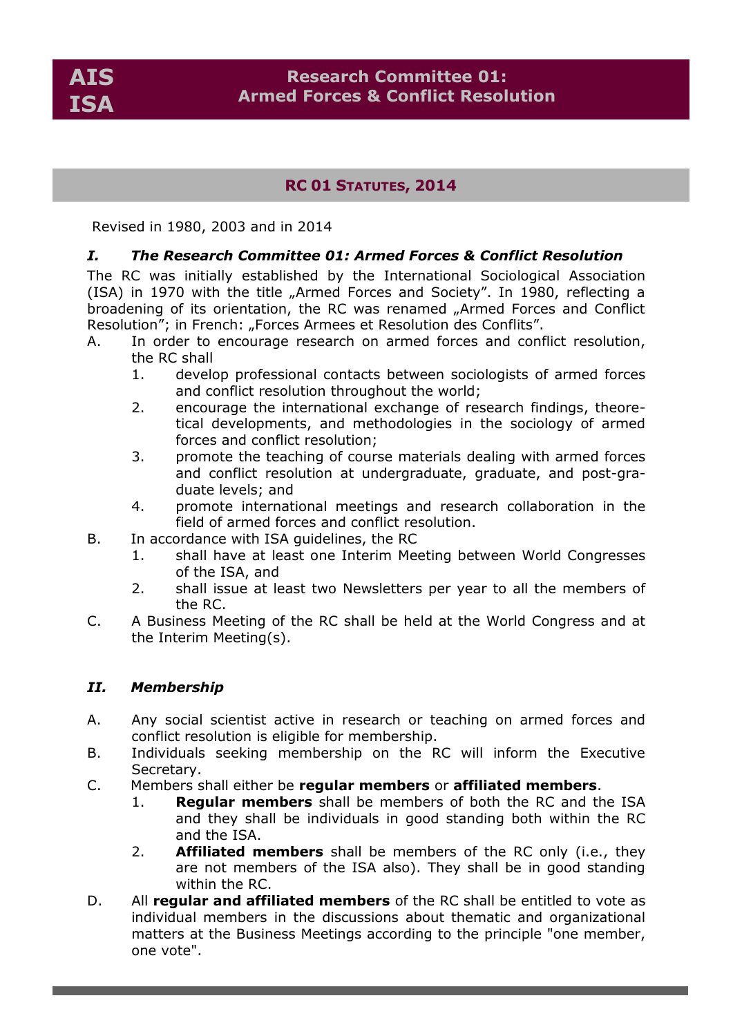AIS
ISA

# Research Committee 01: Armed Forces & Conflict Resolution

## RC 01 Statutes, 2014

Revised in 1980, 2003 and in 2014

### *I. The Research Committee 01: Armed Forces & Conflict Resolution*

The RC was initially established by the International Sociological Association (ISA) in 1970 with the title „Armed Forces and Society". In 1980, reflecting a broadening of its orientation, the RC was renamed „Armed Forces and Conflict Resolution"; in French: „Forces Armees et Resolution des Conflits".

A. In order to encourage research on armed forces and conflict resolution, the RC shall
   1. develop professional contacts between sociologists of armed forces and conflict resolution throughout the world;
   2. encourage the international exchange of research findings, theoretical developments, and methodologies in the sociology of armed forces and conflict resolution;
   3. promote the teaching of course materials dealing with armed forces and conflict resolution at undergraduate, graduate, and post-graduate levels; and
   4. promote international meetings and research collaboration in the field of armed forces and conflict resolution.

B. In accordance with ISA guidelines, the RC
   1. shall have at least one Interim Meeting between World Congresses of the ISA, and
   2. shall issue at least two Newsletters per year to all the members of the RC.

C. A Business Meeting of the RC shall be held at the World Congress and at the Interim Meeting(s).

### *II. Membership*

A. Any social scientist active in research or teaching on armed forces and conflict resolution is eligible for membership.

B. Individuals seeking membership on the RC will inform the Executive Secretary.

C. Members shall either be **regular members** or **affiliated members**.
   1. **Regular members** shall be members of both the RC and the ISA and they shall be individuals in good standing both within the RC and the ISA.
   2. **Affiliated members** shall be members of the RC only (i.e., they are not members of the ISA also). They shall be in good standing within the RC.

D. All **regular and affiliated members** of the RC shall be entitled to vote as individual members in the discussions about thematic and organizational matters at the Business Meetings according to the principle "one member, one vote".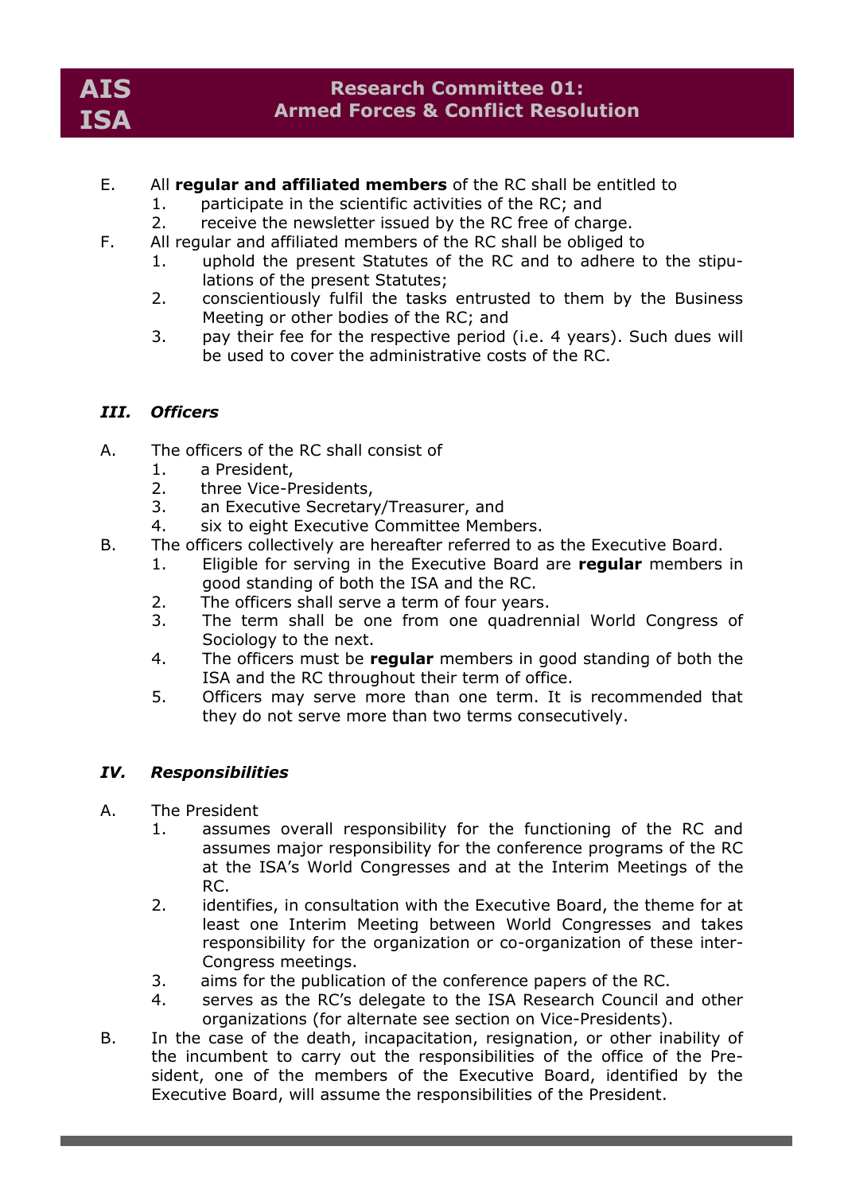E. All **regular and affiliated members** of the RC shall be entitled to
   1. participate in the scientific activities of the RC; and
   2. receive the newsletter issued by the RC free of charge.

F. All regular and affiliated members of the RC shall be obliged to
   1. uphold the present Statutes of the RC and to adhere to the stipulations of the present Statutes;
   2. conscientiously fulfil the tasks entrusted to them by the Business Meeting or other bodies of the RC; and
   3. pay their fee for the respective period (i.e. 4 years). Such dues will be used to cover the administrative costs of the RC.

### *III. Officers*

A. The officers of the RC shall consist of
   1. a President,
   2. three Vice-Presidents,
   3. an Executive Secretary/Treasurer, and
   4. six to eight Executive Committee Members.

B. The officers collectively are hereafter referred to as the Executive Board.
   1. Eligible for serving in the Executive Board are **regular** members in good standing of both the ISA and the RC.
   2. The officers shall serve a term of four years.
   3. The term shall be one from one quadrennial World Congress of Sociology to the next.
   4. The officers must be **regular** members in good standing of both the ISA and the RC throughout their term of office.
   5. Officers may serve more than one term. It is recommended that they do not serve more than two terms consecutively.

### *IV. Responsibilities*

A. The President
   1. assumes overall responsibility for the functioning of the RC and assumes major responsibility for the conference programs of the RC at the ISA's World Congresses and at the Interim Meetings of the RC.
   2. identifies, in consultation with the Executive Board, the theme for at least one Interim Meeting between World Congresses and takes responsibility for the organization or co-organization of these inter-Congress meetings.
   3. aims for the publication of the conference papers of the RC.
   4. serves as the RC's delegate to the ISA Research Council and other organizations (for alternate see section on Vice-Presidents).

B. In the case of the death, incapacitation, resignation, or other inability of the incumbent to carry out the responsibilities of the office of the President, one of the members of the Executive Board, identified by the Executive Board, will assume the responsibilities of the President.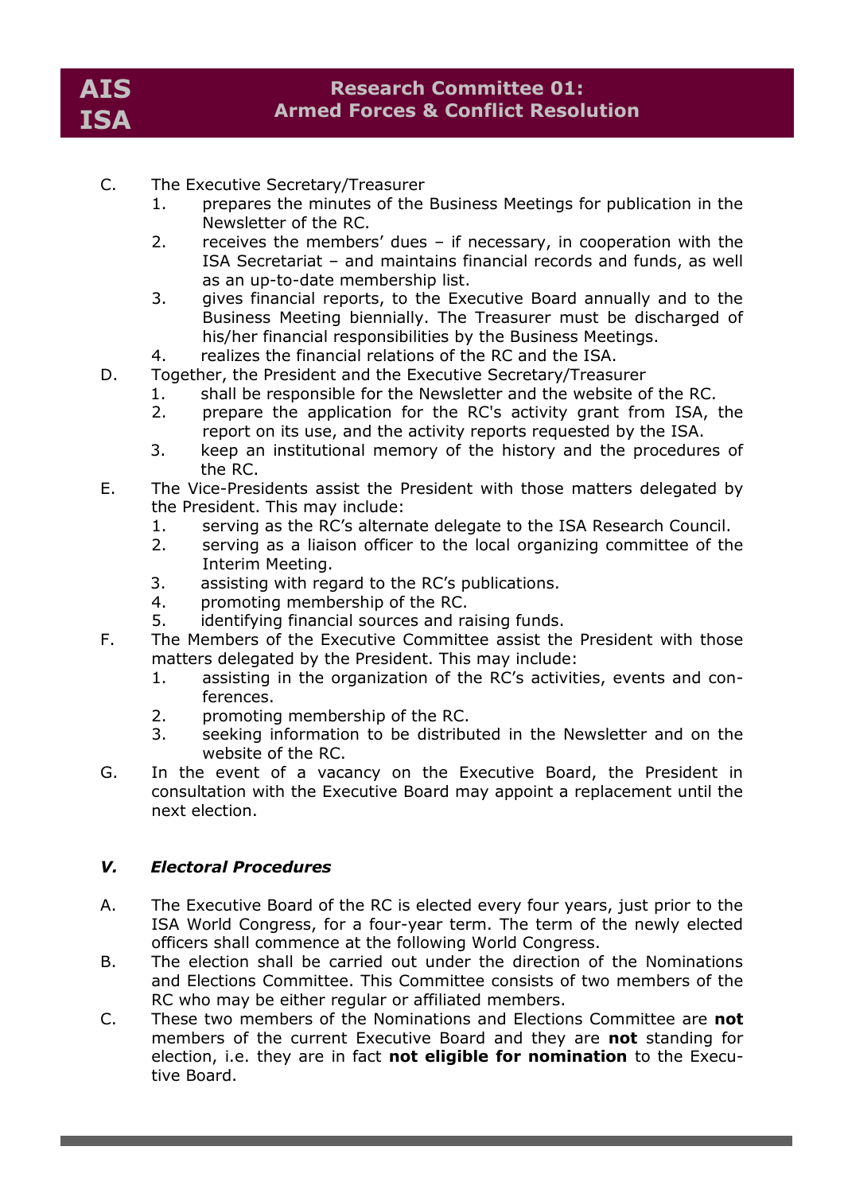C. The Executive Secretary/Treasurer
   1. prepares the minutes of the Business Meetings for publication in the Newsletter of the RC.
   2. receives the members' dues – if necessary, in cooperation with the ISA Secretariat – and maintains financial records and funds, as well as an up-to-date membership list.
   3. gives financial reports, to the Executive Board annually and to the Business Meeting biennially. The Treasurer must be discharged of his/her financial responsibilities by the Business Meetings.
   4. realizes the financial relations of the RC and the ISA.

D. Together, the President and the Executive Secretary/Treasurer
   1. shall be responsible for the Newsletter and the website of the RC.
   2. prepare the application for the RC's activity grant from ISA, the report on its use, and the activity reports requested by the ISA.
   3. keep an institutional memory of the history and the procedures of the RC.

E. The Vice-Presidents assist the President with those matters delegated by the President. This may include:
   1. serving as the RC's alternate delegate to the ISA Research Council.
   2. serving as a liaison officer to the local organizing committee of the Interim Meeting.
   3. assisting with regard to the RC's publications.
   4. promoting membership of the RC.
   5. identifying financial sources and raising funds.

F. The Members of the Executive Committee assist the President with those matters delegated by the President. This may include:
   1. assisting in the organization of the RC's activities, events and conferences.
   2. promoting membership of the RC.
   3. seeking information to be distributed in the Newsletter and on the website of the RC.

G. In the event of a vacancy on the Executive Board, the President in consultation with the Executive Board may appoint a replacement until the next election.

## *V. Electoral Procedures*

A. The Executive Board of the RC is elected every four years, just prior to the ISA World Congress, for a four-year term. The term of the newly elected officers shall commence at the following World Congress.

B. The election shall be carried out under the direction of the Nominations and Elections Committee. This Committee consists of two members of the RC who may be either regular or affiliated members.

C. These two members of the Nominations and Elections Committee are **not** members of the current Executive Board and they are **not** standing for election, i.e. they are in fact **not eligible for nomination** to the Executive Board.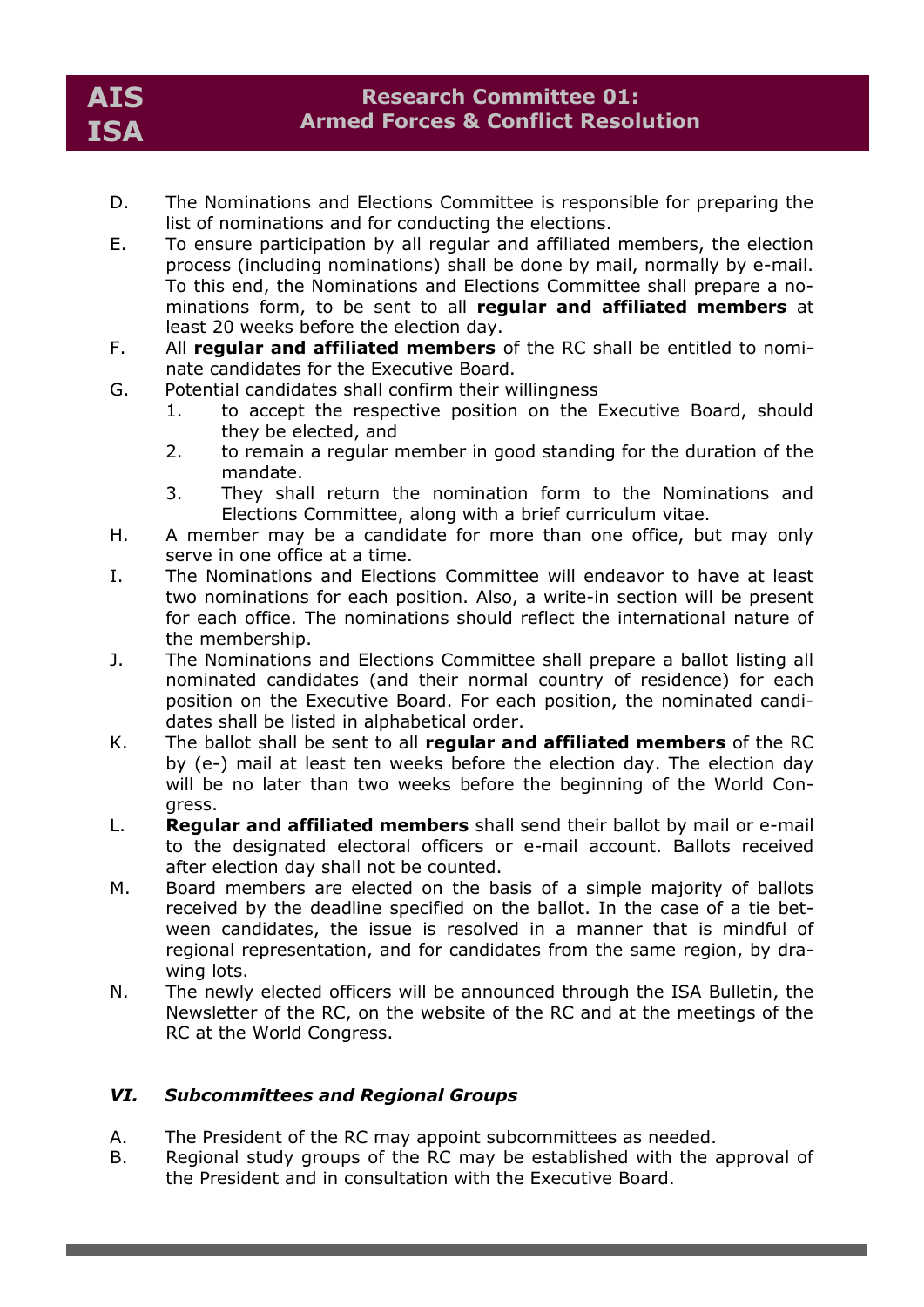D. The Nominations and Elections Committee is responsible for preparing the list of nominations and for conducting the elections.

E. To ensure participation by all regular and affiliated members, the election process (including nominations) shall be done by mail, normally by e-mail. To this end, the Nominations and Elections Committee shall prepare a nominations form, to be sent to all **regular and affiliated members** at least 20 weeks before the election day.

F. All **regular and affiliated members** of the RC shall be entitled to nominate candidates for the Executive Board.

G. Potential candidates shall confirm their willingness
   1. to accept the respective position on the Executive Board, should they be elected, and
   2. to remain a regular member in good standing for the duration of the mandate.
   3. They shall return the nomination form to the Nominations and Elections Committee, along with a brief curriculum vitae.

H. A member may be a candidate for more than one office, but may only serve in one office at a time.

I. The Nominations and Elections Committee will endeavor to have at least two nominations for each position. Also, a write-in section will be present for each office. The nominations should reflect the international nature of the membership.

J. The Nominations and Elections Committee shall prepare a ballot listing all nominated candidates (and their normal country of residence) for each position on the Executive Board. For each position, the nominated candidates shall be listed in alphabetical order.

K. The ballot shall be sent to all **regular and affiliated members** of the RC by (e-) mail at least ten weeks before the election day. The election day will be no later than two weeks before the beginning of the World Congress.

L. **Regular and affiliated members** shall send their ballot by mail or e-mail to the designated electoral officers or e-mail account. Ballots received after election day shall not be counted.

M. Board members are elected on the basis of a simple majority of ballots received by the deadline specified on the ballot. In the case of a tie between candidates, the issue is resolved in a manner that is mindful of regional representation, and for candidates from the same region, by drawing lots.

N. The newly elected officers will be announced through the ISA Bulletin, the Newsletter of the RC, on the website of the RC and at the meetings of the RC at the World Congress.

### *VI. Subcommittees and Regional Groups*

A. The President of the RC may appoint subcommittees as needed.

B. Regional study groups of the RC may be established with the approval of the President and in consultation with the Executive Board.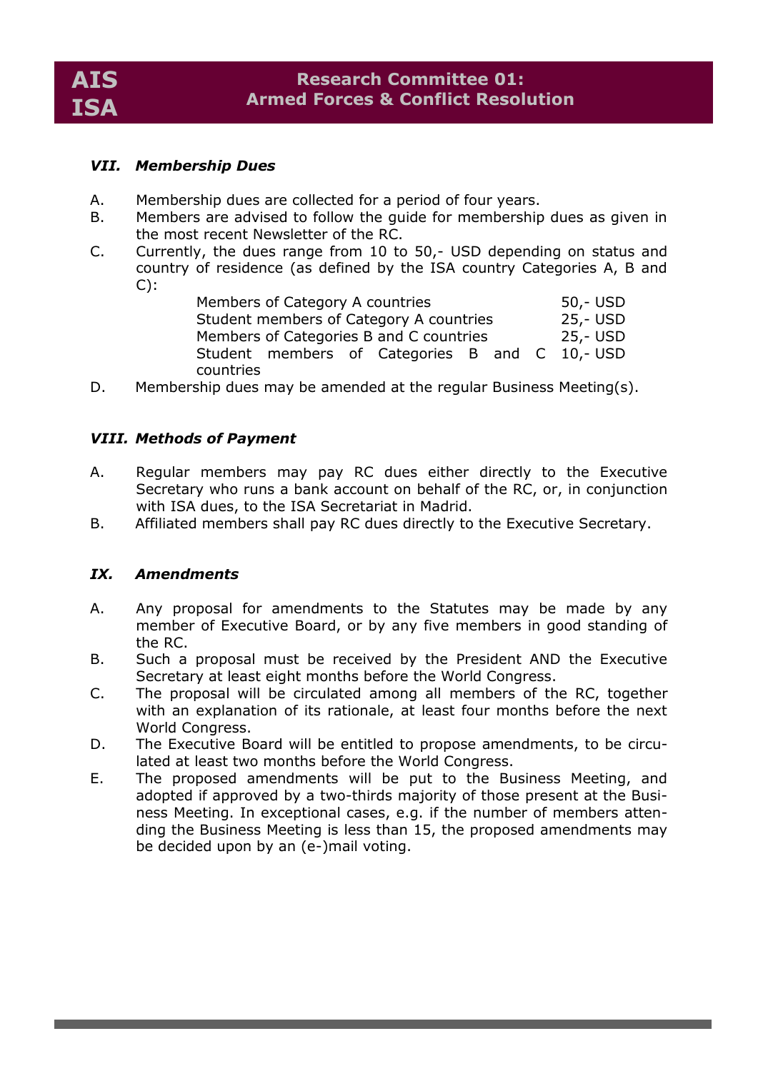### *VII. Membership Dues*

A. Membership dues are collected for a period of four years.

B. Members are advised to follow the guide for membership dues as given in the most recent Newsletter of the RC.

C. Currently, the dues range from 10 to 50,- USD depending on status and country of residence (as defined by the ISA country Categories A, B and C):

| | |
|---|---|
| Members of Category A countries | 50,- USD |
| Student members of Category A countries | 25,- USD |
| Members of Categories B and C countries | 25,- USD |
| Student members of Categories B and C countries | 10,- USD |

D. Membership dues may be amended at the regular Business Meeting(s).

### *VIII. Methods of Payment*

A. Regular members may pay RC dues either directly to the Executive Secretary who runs a bank account on behalf of the RC, or, in conjunction with ISA dues, to the ISA Secretariat in Madrid.

B. Affiliated members shall pay RC dues directly to the Executive Secretary.

### *IX. Amendments*

A. Any proposal for amendments to the Statutes may be made by any member of Executive Board, or by any five members in good standing of the RC.

B. Such a proposal must be received by the President AND the Executive Secretary at least eight months before the World Congress.

C. The proposal will be circulated among all members of the RC, together with an explanation of its rationale, at least four months before the next World Congress.

D. The Executive Board will be entitled to propose amendments, to be circulated at least two months before the World Congress.

E. The proposed amendments will be put to the Business Meeting, and adopted if approved by a two-thirds majority of those present at the Business Meeting. In exceptional cases, e.g. if the number of members attending the Business Meeting is less than 15, the proposed amendments may be decided upon by an (e-)mail voting.